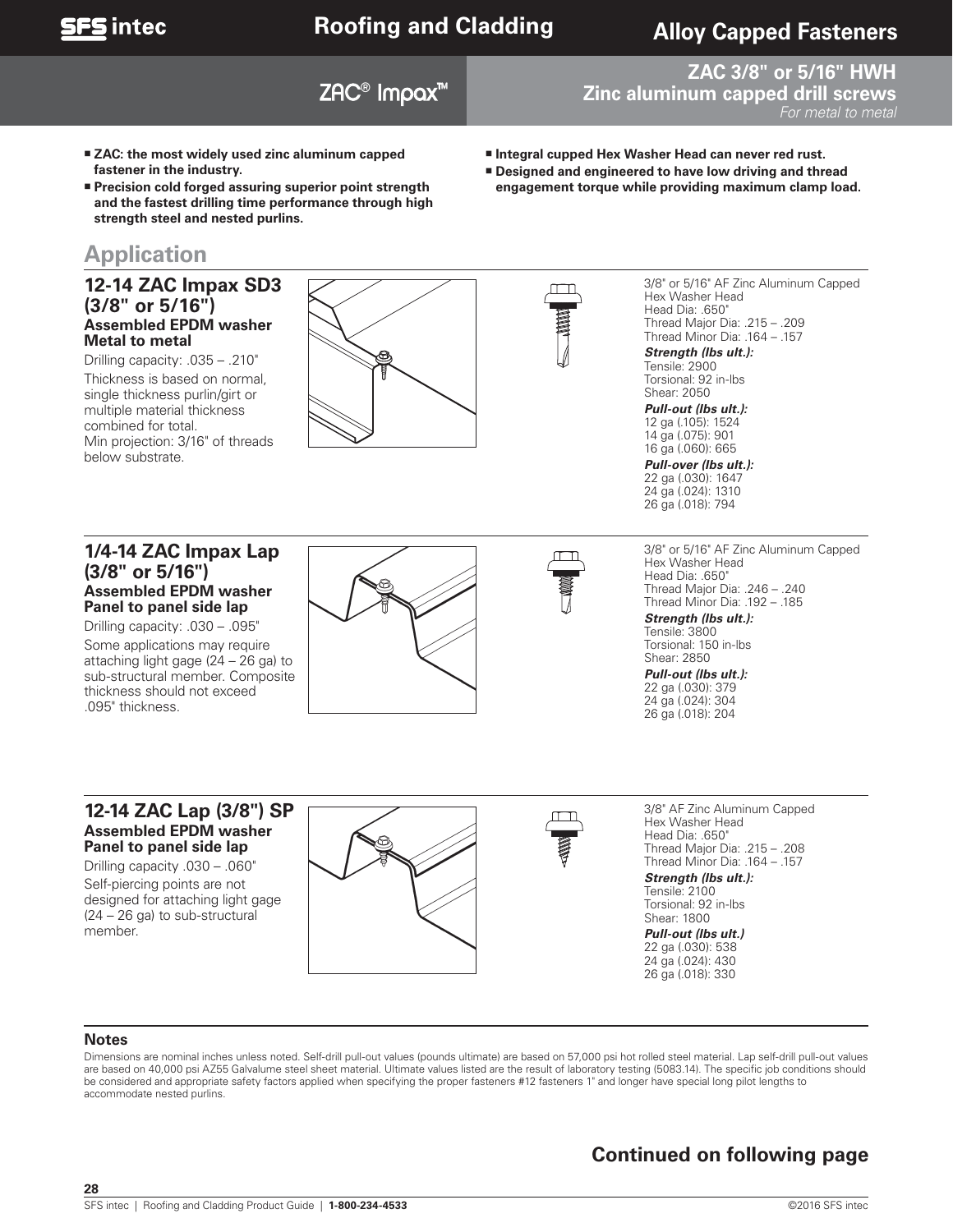# Roofing and Cladding

## Alloy Capped Fasteners

### ZAC® Impax™

### ZAC 3/8" or 5/16" HWH Zinc aluminum capped drill screws

*For metal to metal*

- **ZAC: the most widely used zinc aluminum capped fastener in the industry.**
- **Precision cold forged assuring superior point strength and the fastest drilling time performance through high strength steel and nested purlins.**
- **Integral cupped Hex Washer Head can never red rust.**
- **Designed and engineered to have low driving and thread engagement torque while providing maximum clamp load.**

## Application

### 12-14 ZAC Impax SD3 (3/8" or 5/16")

**Assembled EPDM washer**
**Metal to metal**

Drilling capacity: .035 – .210"

Thickness is based on normal, single thickness purlin/girt or multiple material thickness combined for total.

Min projection: 3/16" of threads below substrate.

3/8" or 5/16" AF Zinc Aluminum Capped Hex Washer Head
Head Dia: .650"
Thread Major Dia: .215 – .209
Thread Minor Dia: .164 – .157

***Strength (lbs ult.):***
Tensile: 2900
Torsional: 92 in-lbs
Shear: 2050

***Pull-out (lbs ult.):***
12 ga (.105): 1524
14 ga (.075): 901
16 ga (.060): 665

***Pull-over (lbs ult.):***
22 ga (.030): 1647
24 ga (.024): 1310
26 ga (.018): 794

### 1/4-14 ZAC Impax Lap (3/8" or 5/16")

**Assembled EPDM washer**
**Panel to panel side lap**

Drilling capacity: .030 – .095"

Some applications may require attaching light gage (24 – 26 ga) to sub-structural member. Composite thickness should not exceed .095" thickness.

3/8" or 5/16" AF Zinc Aluminum Capped Hex Washer Head
Head Dia: .650"
Thread Major Dia: .246 – .240
Thread Minor Dia: .192 – .185

***Strength (lbs ult.):***
Tensile: 3800
Torsional: 150 in-lbs
Shear: 2850

***Pull-out (lbs ult.):***
22 ga (.030): 379
24 ga (.024): 304
26 ga (.018): 204

### 12-14 ZAC Lap (3/8") SP

**Assembled EPDM washer**
**Panel to panel side lap**

Drilling capacity .030 – .060"

Self-piercing points are not designed for attaching light gage (24 – 26 ga) to sub-structural member.

3/8" AF Zinc Aluminum Capped Hex Washer Head
Head Dia: .650"
Thread Major Dia: .215 – .208
Thread Minor Dia: .164 – .157

***Strength (lbs ult.):***
Tensile: 2100
Torsional: 92 in-lbs
Shear: 1800

***Pull-out (lbs ult.)***
22 ga (.030): 538
24 ga (.024): 430
26 ga (.018): 330

### Notes

Dimensions are nominal inches unless noted. Self-drill pull-out values (pounds ultimate) are based on 57,000 psi hot rolled steel material. Lap self-drill pull-out values are based on 40,000 psi AZ55 Galvalume steel sheet material. Ultimate values listed are the result of laboratory testing (5083.14). The specific job conditions should be considered and appropriate safety factors applied when specifying the proper fasteners #12 fasteners 1" and longer have special long pilot lengths to accommodate nested purlins.

**Continued on following page**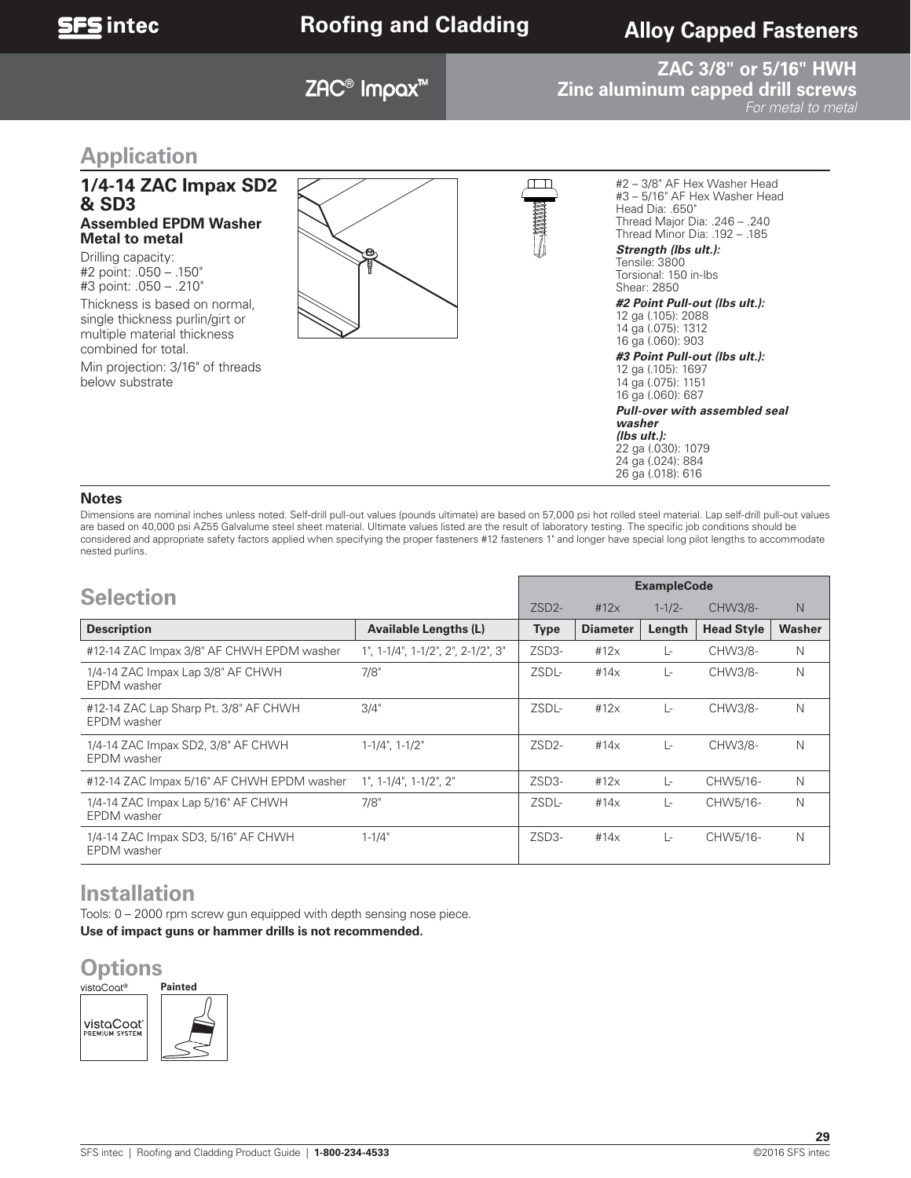# Roofing and Cladding — Alloy Capped Fasteners

## ZAC® Impax™

**ZAC 3/8" or 5/16" HWH**
**Zinc aluminum capped drill screws**
*For metal to metal*

## Application

### 1/4-14 ZAC Impax SD2 & SD3

**Assembled EPDM Washer**
**Metal to metal**

Drilling capacity:
#2 point: .050 – .150"
#3 point: .050 – .210"

Thickness is based on normal, single thickness purlin/girt or multiple material thickness combined for total.

Min projection: 3/16" of threads below substrate

#2 – 3/8" AF Hex Washer Head
#3 – 5/16" AF Hex Washer Head
Head Dia: .650"
Thread Major Dia: .246 – .240
Thread Minor Dia: .192 – .185

***Strength (lbs ult.):***
Tensile: 3800
Torsional: 150 in-lbs
Shear: 2850

***#2 Point Pull-out (lbs ult.):***
12 ga (.105): 2088
14 ga (.075): 1312
16 ga (.060): 903

***#3 Point Pull-out (lbs ult.):***
12 ga (.105): 1697
14 ga (.075): 1151
16 ga (.060): 687

***Pull-over with assembled seal washer (lbs ult.):***
22 ga (.030): 1079
24 ga (.024): 884
26 ga (.018): 616

### Notes

Dimensions are nominal inches unless noted. Self-drill pull-out values (pounds ultimate) are based on 57,000 psi hot rolled steel material. Lap self-drill pull-out values are based on 40,000 psi AZ55 Galvalume steel sheet material. Ultimate values listed are the result of laboratory testing. The specific job conditions should be considered and appropriate safety factors applied when specifying the proper fasteners #12 fasteners 1" and longer have special long pilot lengths to accommodate nested purlins.

## Selection

| | | ExampleCode | | | | |
|---|---|---|---|---|---|---|
| | | ZSD2- | #12x | 1-1/2- | CHW3/8- | N |
| **Description** | **Available Lengths (L)** | **Type** | **Diameter** | **Length** | **Head Style** | **Washer** |
| #12-14 ZAC Impax 3/8" AF CHWH EPDM washer | 1", 1-1/4", 1-1/2", 2", 2-1/2", 3" | ZSD3- | #12x | L- | CHW3/8- | N |
| 1/4-14 ZAC Impax Lap 3/8" AF CHWH EPDM washer | 7/8" | ZSDL- | #14x | L- | CHW3/8- | N |
| #12-14 ZAC Lap Sharp Pt. 3/8" AF CHWH EPDM washer | 3/4" | ZSDL- | #12x | L- | CHW3/8- | N |
| 1/4-14 ZAC Impax SD2, 3/8" AF CHWH EPDM washer | 1-1/4", 1-1/2" | ZSD2- | #14x | L- | CHW3/8- | N |
| #12-14 ZAC Impax 5/16" AF CHWH EPDM washer | 1", 1-1/4", 1-1/2", 2" | ZSD3- | #12x | L- | CHW5/16- | N |
| 1/4-14 ZAC Impax Lap 5/16" AF CHWH EPDM washer | 7/8" | ZSDL- | #14x | L- | CHW5/16- | N |
| 1/4-14 ZAC Impax SD3, 5/16" AF CHWH EPDM washer | 1-1/4" | ZSD3- | #14x | L- | CHW5/16- | N |

## Installation

Tools: 0 – 2000 rpm screw gun equipped with depth sensing nose piece.

**Use of impact guns or hammer drills is not recommended.**

## Options

vistaCoat® — vistaCoat PREMIUM SYSTEM

**Painted**